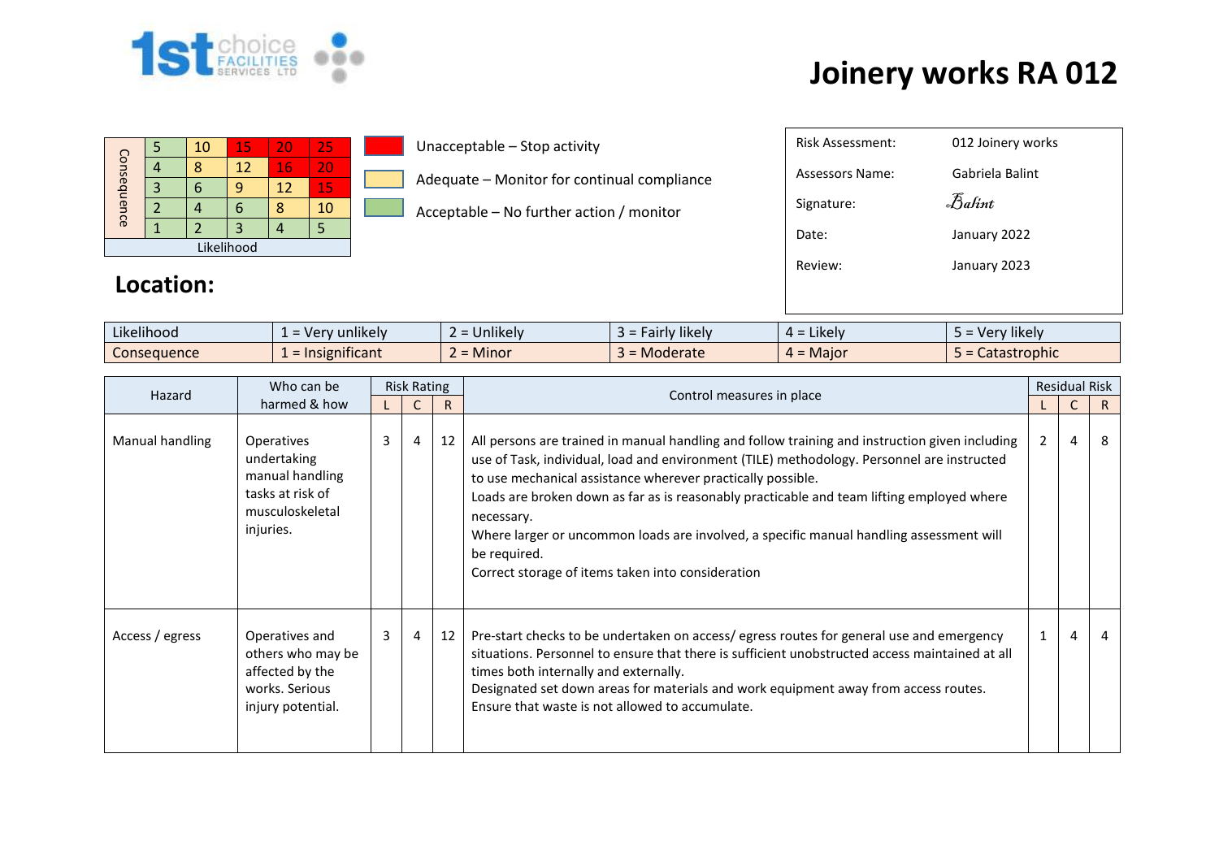# Joinery works RA 012

| Consequence | | | | | |
|---|---|---|---|---|---|
| | 5 | 10 | 15 | 20 | 25 |
| | 4 | 8 | 12 | 16 | 20 |
| | 3 | 6 | 9 | 12 | 15 |
| | 2 | 4 | 6 | 8 | 10 |
| | 1 | 2 | 3 | 4 | 5 |
| Likelihood | | | | | |

- Unacceptable – Stop activity
- Adequate – Monitor for continual compliance
- Acceptable – No further action / monitor

| | |
|---|---|
| Risk Assessment: | 012 Joinery works |
| Assessors Name: | Gabriela Balint |
| Signature: | Balint |
| Date: | January 2022 |
| Review: | January 2023 |

## Location:

| | | | | | |
|---|---|---|---|---|---|
| Likelihood | 1 = Very unlikely | 2 = Unlikely | 3 = Fairly likely | 4 = Likely | 5 = Very likely |
| Consequence | 1 = Insignificant | 2 = Minor | 3 = Moderate | 4 = Major | 5 = Catastrophic |

| Hazard | Who can be harmed & how | Risk Rating | | | Control measures in place | Residual Risk | | |
|---|---|---|---|---|---|---|---|---|
| | | L | C | R | | L | C | R |
| Manual handling | Operatives undertaking manual handling tasks at risk of musculoskeletal injuries. | 3 | 4 | 12 | All persons are trained in manual handling and follow training and instruction given including use of Task, individual, load and environment (TILE) methodology. Personnel are instructed to use mechanical assistance wherever practically possible.<br>Loads are broken down as far as is reasonably practicable and team lifting employed where necessary.<br>Where larger or uncommon loads are involved, a specific manual handling assessment will be required.<br>Correct storage of items taken into consideration | 2 | 4 | 8 |
| Access / egress | Operatives and others who may be affected by the works. Serious injury potential. | 3 | 4 | 12 | Pre-start checks to be undertaken on access/ egress routes for general use and emergency situations. Personnel to ensure that there is sufficient unobstructed access maintained at all times both internally and externally.<br>Designated set down areas for materials and work equipment away from access routes.<br>Ensure that waste is not allowed to accumulate. | 1 | 4 | 4 |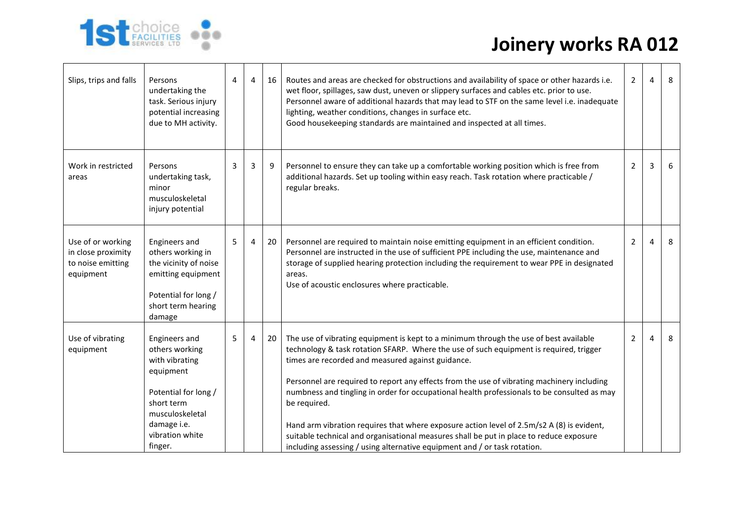# Joinery works RA 012

| | | | | | | | | |
|---|---|---|---|---|---|---|---|---|
| Slips, trips and falls | Persons undertaking the task. Serious injury potential increasing due to MH activity. | 4 | 4 | 16 | Routes and areas are checked for obstructions and availability of space or other hazards i.e. wet floor, spillages, saw dust, uneven or slippery surfaces and cables etc. prior to use.<br>Personnel aware of additional hazards that may lead to STF on the same level i.e. inadequate lighting, weather conditions, changes in surface etc.<br>Good housekeeping standards are maintained and inspected at all times. | 2 | 4 | 8 |
| Work in restricted areas | Persons undertaking task, minor musculoskeletal injury potential | 3 | 3 | 9 | Personnel to ensure they can take up a comfortable working position which is free from additional hazards. Set up tooling within easy reach. Task rotation where practicable / regular breaks. | 2 | 3 | 6 |
| Use of or working in close proximity to noise emitting equipment | Engineers and others working in the vicinity of noise emitting equipment<br><br>Potential for long / short term hearing damage | 5 | 4 | 20 | Personnel are required to maintain noise emitting equipment in an efficient condition.<br>Personnel are instructed in the use of sufficient PPE including the use, maintenance and storage of supplied hearing protection including the requirement to wear PPE in designated areas.<br>Use of acoustic enclosures where practicable. | 2 | 4 | 8 |
| Use of vibrating equipment | Engineers and others working with vibrating equipment<br><br>Potential for long / short term musculoskeletal damage i.e. vibration white finger. | 5 | 4 | 20 | The use of vibrating equipment is kept to a minimum through the use of best available technology & task rotation SFARP. Where the use of such equipment is required, trigger times are recorded and measured against guidance.<br><br>Personnel are required to report any effects from the use of vibrating machinery including numbness and tingling in order for occupational health professionals to be consulted as may be required.<br><br>Hand arm vibration requires that where exposure action level of 2.5m/s2 A (8) is evident, suitable technical and organisational measures shall be put in place to reduce exposure including assessing / using alternative equipment and / or task rotation. | 2 | 4 | 8 |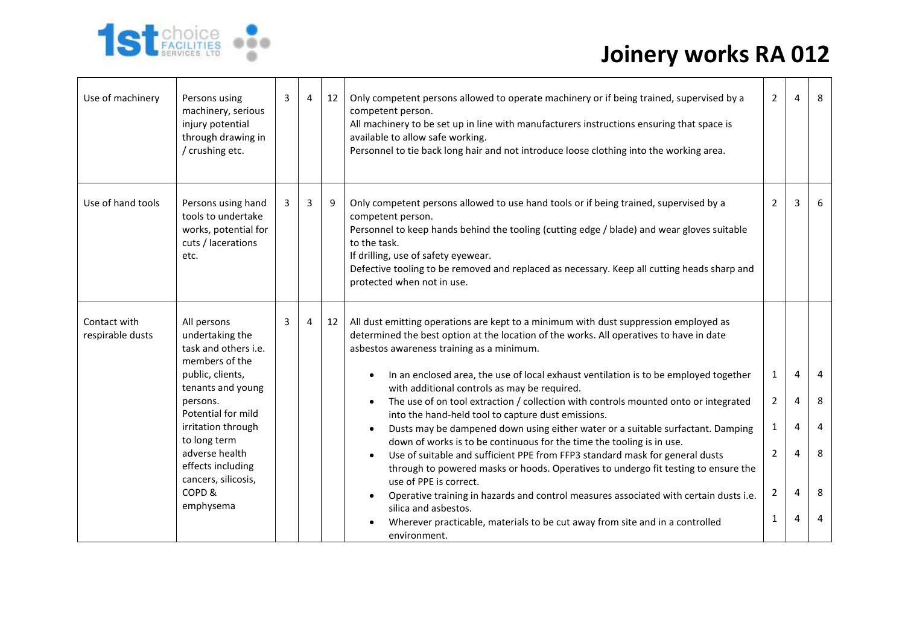# Joinery works RA 012

| | | | | | | | | |
|---|---|---|---|---|---|---|---|---|
| Use of machinery | Persons using machinery, serious injury potential through drawing in / crushing etc. | 3 | 4 | 12 | Only competent persons allowed to operate machinery or if being trained, supervised by a competent person.<br>All machinery to be set up in line with manufacturers instructions ensuring that space is available to allow safe working.<br>Personnel to tie back long hair and not introduce loose clothing into the working area. | 2 | 4 | 8 |
| Use of hand tools | Persons using hand tools to undertake works, potential for cuts / lacerations etc. | 3 | 3 | 9 | Only competent persons allowed to use hand tools or if being trained, supervised by a competent person.<br>Personnel to keep hands behind the tooling (cutting edge / blade) and wear gloves suitable to the task.<br>If drilling, use of safety eyewear.<br>Defective tooling to be removed and replaced as necessary. Keep all cutting heads sharp and protected when not in use. | 2 | 3 | 6 |
| Contact with respirable dusts | All persons undertaking the task and others i.e. members of the public, clients, tenants and young persons.<br>Potential for mild irritation through to long term adverse health effects including cancers, silicosis, COPD & emphysema | 3 | 4 | 12 | All dust emitting operations are kept to a minimum with dust suppression employed as determined the best option at the location of the works. All operatives to have in date asbestos awareness training as a minimum. | | | |
| | | | | | • In an enclosed area, the use of local exhaust ventilation is to be employed together with additional controls as may be required. | 1 | 4 | 4 |
| | | | | | • The use of on tool extraction / collection with controls mounted onto or integrated into the hand-held tool to capture dust emissions. | 2 | 4 | 8 |
| | | | | | • Dusts may be dampened down using either water or a suitable surfactant. Damping down of works is to be continuous for the time the tooling is in use. | 1 | 4 | 4 |
| | | | | | • Use of suitable and sufficient PPE from FFP3 standard mask for general dusts through to powered masks or hoods. Operatives to undergo fit testing to ensure the use of PPE is correct. | 2 | 4 | 8 |
| | | | | | • Operative training in hazards and control measures associated with certain dusts i.e. silica and asbestos. | 2 | 4 | 8 |
| | | | | | • Wherever practicable, materials to be cut away from site and in a controlled environment. | 1 | 4 | 4 |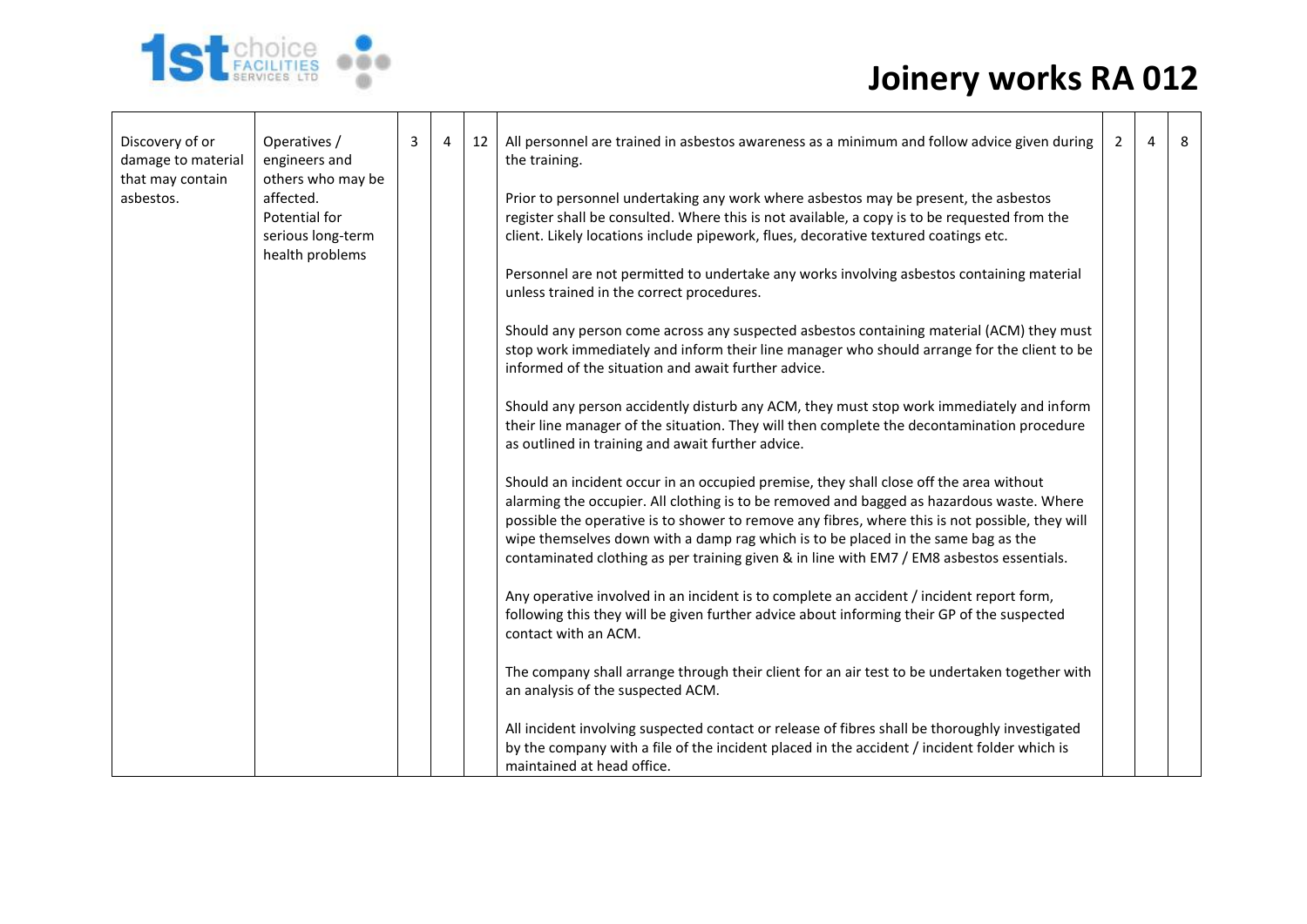# Joinery works RA 012

| | | | | | | | | |
|---|---|---|---|---|---|---|---|---|
| Discovery of or damage to material that may contain asbestos. | Operatives / engineers and others who may be affected. Potential for serious long-term health problems | 3 | 4 | 12 | All personnel are trained in asbestos awareness as a minimum and follow advice given during the training.<br><br>Prior to personnel undertaking any work where asbestos may be present, the asbestos register shall be consulted. Where this is not available, a copy is to be requested from the client. Likely locations include pipework, flues, decorative textured coatings etc.<br><br>Personnel are not permitted to undertake any works involving asbestos containing material unless trained in the correct procedures.<br><br>Should any person come across any suspected asbestos containing material (ACM) they must stop work immediately and inform their line manager who should arrange for the client to be informed of the situation and await further advice.<br><br>Should any person accidently disturb any ACM, they must stop work immediately and inform their line manager of the situation. They will then complete the decontamination procedure as outlined in training and await further advice.<br><br>Should an incident occur in an occupied premise, they shall close off the area without alarming the occupier. All clothing is to be removed and bagged as hazardous waste. Where possible the operative is to shower to remove any fibres, where this is not possible, they will wipe themselves down with a damp rag which is to be placed in the same bag as the contaminated clothing as per training given & in line with EM7 / EM8 asbestos essentials.<br><br>Any operative involved in an incident is to complete an accident / incident report form, following this they will be given further advice about informing their GP of the suspected contact with an ACM.<br><br>The company shall arrange through their client for an air test to be undertaken together with an analysis of the suspected ACM.<br><br>All incident involving suspected contact or release of fibres shall be thoroughly investigated by the company with a file of the incident placed in the accident / incident folder which is maintained at head office. | 2 | 4 | 8 |